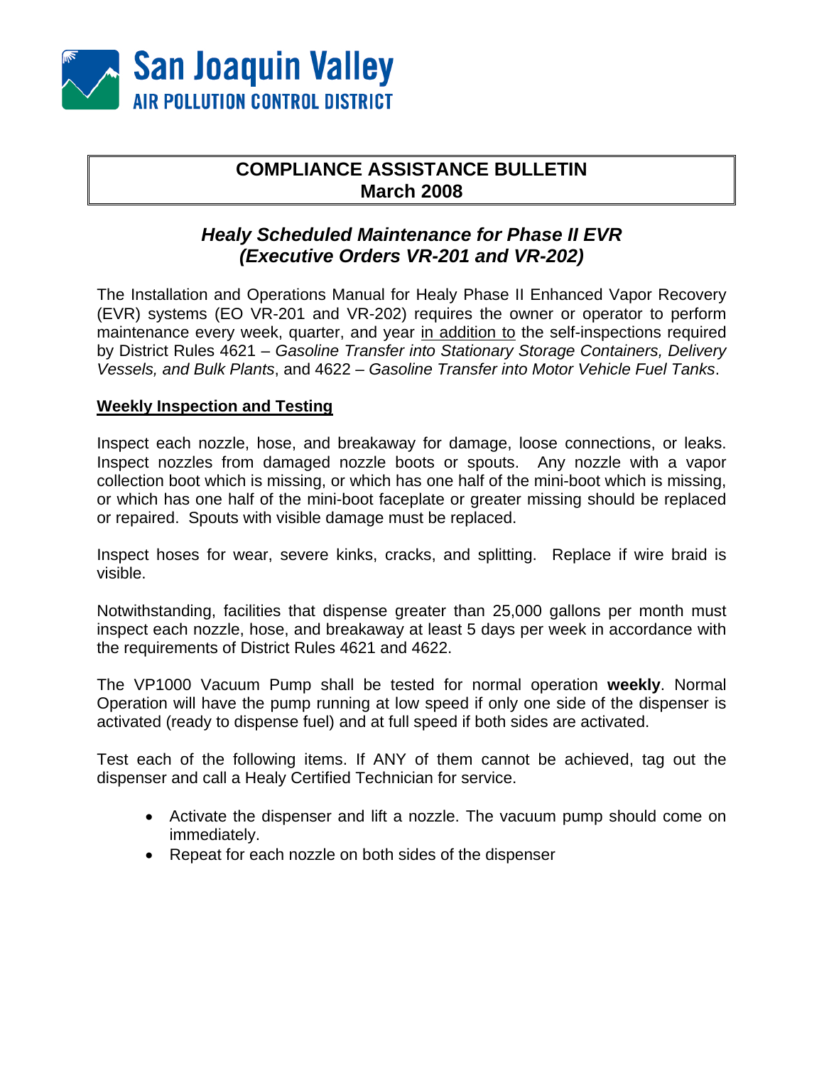San Joaquin Valley
AIR POLLUTION CONTROL DISTRICT

# COMPLIANCE ASSISTANCE BULLETIN
## March 2008

## *Healy Scheduled Maintenance for Phase II EVR (Executive Orders VR-201 and VR-202)*

The Installation and Operations Manual for Healy Phase II Enhanced Vapor Recovery (EVR) systems (EO VR-201 and VR-202) requires the owner or operator to perform maintenance every week, quarter, and year <u>in addition to</u> the self-inspections required by District Rules 4621 – *Gasoline Transfer into Stationary Storage Containers, Delivery Vessels, and Bulk Plants*, and 4622 – *Gasoline Transfer into Motor Vehicle Fuel Tanks*.

### <u>Weekly Inspection and Testing</u>

Inspect each nozzle, hose, and breakaway for damage, loose connections, or leaks. Inspect nozzles from damaged nozzle boots or spouts. Any nozzle with a vapor collection boot which is missing, or which has one half of the mini-boot which is missing, or which has one half of the mini-boot faceplate or greater missing should be replaced or repaired. Spouts with visible damage must be replaced.

Inspect hoses for wear, severe kinks, cracks, and splitting. Replace if wire braid is visible.

Notwithstanding, facilities that dispense greater than 25,000 gallons per month must inspect each nozzle, hose, and breakaway at least 5 days per week in accordance with the requirements of District Rules 4621 and 4622.

The VP1000 Vacuum Pump shall be tested for normal operation **weekly**. Normal Operation will have the pump running at low speed if only one side of the dispenser is activated (ready to dispense fuel) and at full speed if both sides are activated.

Test each of the following items. If ANY of them cannot be achieved, tag out the dispenser and call a Healy Certified Technician for service.

- Activate the dispenser and lift a nozzle. The vacuum pump should come on immediately.
- Repeat for each nozzle on both sides of the dispenser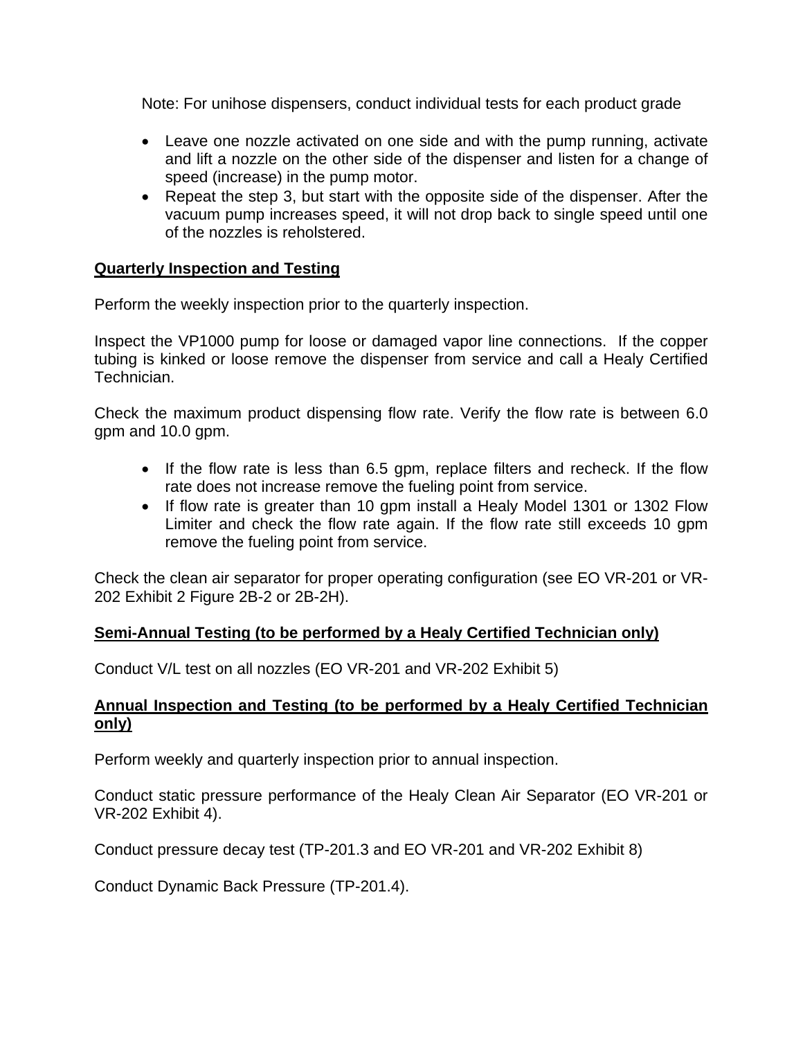Note: For unihose dispensers, conduct individual tests for each product grade

- Leave one nozzle activated on one side and with the pump running, activate and lift a nozzle on the other side of the dispenser and listen for a change of speed (increase) in the pump motor.
- Repeat the step 3, but start with the opposite side of the dispenser. After the vacuum pump increases speed, it will not drop back to single speed until one of the nozzles is reholstered.

**Quarterly Inspection and Testing**

Perform the weekly inspection prior to the quarterly inspection.

Inspect the VP1000 pump for loose or damaged vapor line connections. If the copper tubing is kinked or loose remove the dispenser from service and call a Healy Certified Technician.

Check the maximum product dispensing flow rate. Verify the flow rate is between 6.0 gpm and 10.0 gpm.

- If the flow rate is less than 6.5 gpm, replace filters and recheck. If the flow rate does not increase remove the fueling point from service.
- If flow rate is greater than 10 gpm install a Healy Model 1301 or 1302 Flow Limiter and check the flow rate again. If the flow rate still exceeds 10 gpm remove the fueling point from service.

Check the clean air separator for proper operating configuration (see EO VR-201 or VR-202 Exhibit 2 Figure 2B-2 or 2B-2H).

**Semi-Annual Testing (to be performed by a Healy Certified Technician only)**

Conduct V/L test on all nozzles (EO VR-201 and VR-202 Exhibit 5)

**Annual Inspection and Testing (to be performed by a Healy Certified Technician only)**

Perform weekly and quarterly inspection prior to annual inspection.

Conduct static pressure performance of the Healy Clean Air Separator (EO VR-201 or VR-202 Exhibit 4).

Conduct pressure decay test (TP-201.3 and EO VR-201 and VR-202 Exhibit 8)

Conduct Dynamic Back Pressure (TP-201.4).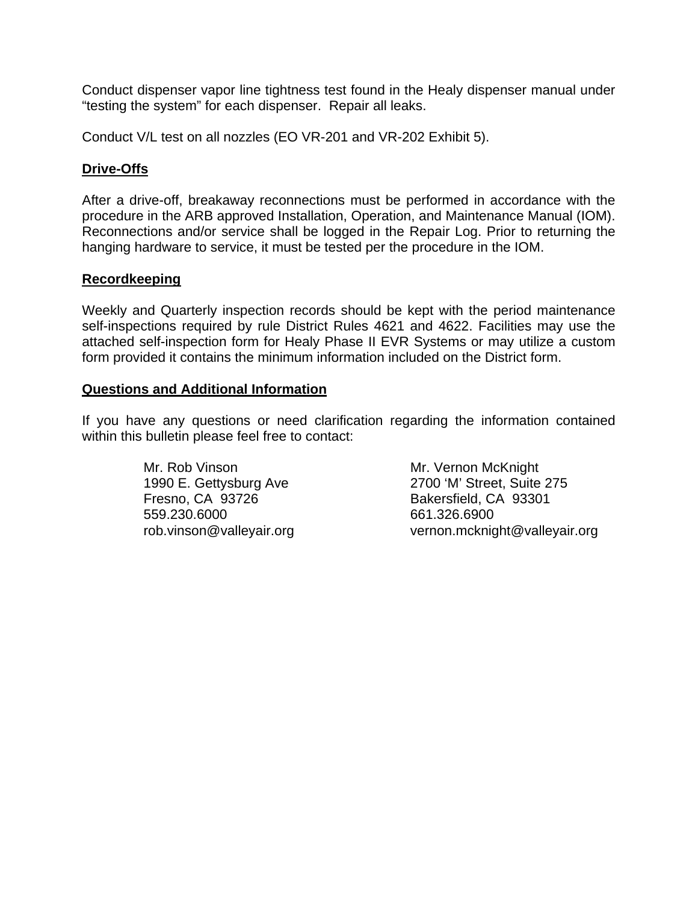Conduct dispenser vapor line tightness test found in the Healy dispenser manual under “testing the system” for each dispenser. Repair all leaks.

Conduct V/L test on all nozzles (EO VR-201 and VR-202 Exhibit 5).

**Drive-Offs**

After a drive-off, breakaway reconnections must be performed in accordance with the procedure in the ARB approved Installation, Operation, and Maintenance Manual (IOM). Reconnections and/or service shall be logged in the Repair Log. Prior to returning the hanging hardware to service, it must be tested per the procedure in the IOM.

**Recordkeeping**

Weekly and Quarterly inspection records should be kept with the period maintenance self-inspections required by rule District Rules 4621 and 4622. Facilities may use the attached self-inspection form for Healy Phase II EVR Systems or may utilize a custom form provided it contains the minimum information included on the District form.

**Questions and Additional Information**

If you have any questions or need clarification regarding the information contained within this bulletin please feel free to contact:

Mr. Rob Vinson
1990 E. Gettysburg Ave
Fresno, CA 93726
559.230.6000
rob.vinson@valleyair.org

Mr. Vernon McKnight
2700 ‘M’ Street, Suite 275
Bakersfield, CA 93301
661.326.6900
vernon.mcknight@valleyair.org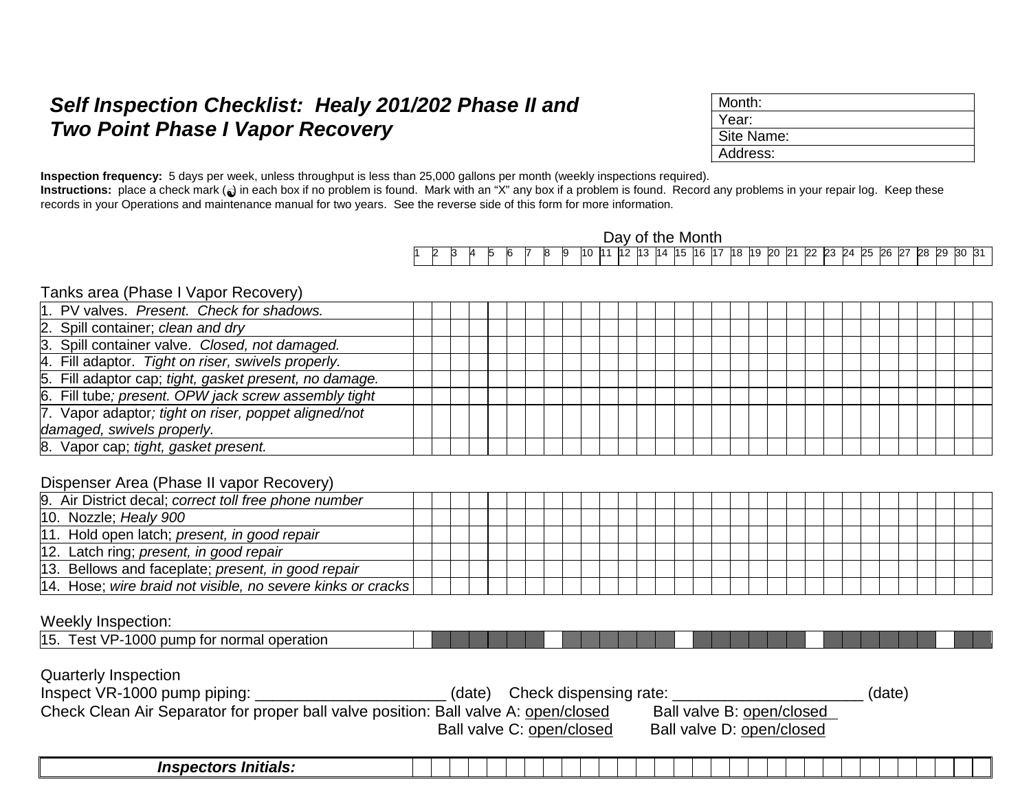# *Self Inspection Checklist: Healy 201/202 Phase II and Two Point Phase I Vapor Recovery*

| | |
|---|---|
| Month: | |
| Year: | |
| Site Name: | |
| Address: | |

**Inspection frequency:** 5 days per week, unless throughput is less than 25,000 gallons per month (weekly inspections required).
**Instructions:** place a check mark (✓) in each box if no problem is found. Mark with an "X" any box if a problem is found. Record any problems in your repair log. Keep these records in your Operations and maintenance manual for two years. See the reverse side of this form for more information.

| Day of the Month | 1 | 2 | 3 | 4 | 5 | 6 | 7 | 8 | 9 | 10 | 11 | 12 | 13 | 14 | 15 | 16 | 17 | 18 | 19 | 20 | 21 | 22 | 23 | 24 | 25 | 26 | 27 | 28 | 29 | 30 | 31 |
|---|---|---|---|---|---|---|---|---|---|---|---|---|---|---|---|---|---|---|---|---|---|---|---|---|---|---|---|---|---|---|---|
| **Tanks area (Phase I Vapor Recovery)** | | | | | | | | | | | | | | | | | | | | | | | | | | | | | | | |
| 1. PV valves. *Present. Check for shadows.* | | | | | | | | | | | | | | | | | | | | | | | | | | | | | | | |
| 2. Spill container; *clean and dry* | | | | | | | | | | | | | | | | | | | | | | | | | | | | | | | |
| 3. Spill container valve. *Closed, not damaged.* | | | | | | | | | | | | | | | | | | | | | | | | | | | | | | | |
| 4. Fill adaptor. *Tight on riser, swivels properly.* | | | | | | | | | | | | | | | | | | | | | | | | | | | | | | | |
| 5. Fill adaptor cap; *tight, gasket present, no damage.* | | | | | | | | | | | | | | | | | | | | | | | | | | | | | | | |
| 6. Fill tube*; present. OPW jack screw assembly tight* | | | | | | | | | | | | | | | | | | | | | | | | | | | | | | | |
| 7. Vapor adaptor*; tight on riser, poppet aligned/not damaged, swivels properly.* | | | | | | | | | | | | | | | | | | | | | | | | | | | | | | | |
| 8. Vapor cap; *tight, gasket present.* | | | | | | | | | | | | | | | | | | | | | | | | | | | | | | | |
| **Dispenser Area (Phase II vapor Recovery)** | | | | | | | | | | | | | | | | | | | | | | | | | | | | | | | |
| 9. Air District decal; *correct toll free phone number* | | | | | | | | | | | | | | | | | | | | | | | | | | | | | | | |
| 10. Nozzle; *Healy 900* | | | | | | | | | | | | | | | | | | | | | | | | | | | | | | | |
| 11. Hold open latch; *present, in good repair* | | | | | | | | | | | | | | | | | | | | | | | | | | | | | | | |
| 12. Latch ring; *present, in good repair* | | | | | | | | | | | | | | | | | | | | | | | | | | | | | | | |
| 13. Bellows and faceplate; *present, in good repair* | | | | | | | | | | | | | | | | | | | | | | | | | | | | | | | |
| 14. Hose; *wire braid not visible, no severe kinks or cracks* | | | | | | | | | | | | | | | | | | | | | | | | | | | | | | | |
| **Weekly Inspection:** | | | | | | | | | | | | | | | | | | | | | | | | | | | | | | | |
| 15. Test VP-1000 pump for normal operation | | | | | | | | | | | | | | | | | | | | | | | | | | | | | | | |

Quarterly Inspection
Inspect VR-1000 pump piping: ______________________ (date) Check dispensing rate: ______________________ (date)
Check Clean Air Separator for proper ball valve position: Ball valve A: open/closed Ball valve B: open/closed
Ball valve C: open/closed Ball valve D: open/closed

| | 1 | 2 | 3 | 4 | 5 | 6 | 7 | 8 | 9 | 10 | 11 | 12 | 13 | 14 | 15 | 16 | 17 | 18 | 19 | 20 | 21 | 22 | 23 | 24 | 25 | 26 | 27 | 28 | 29 | 30 | 31 |
|---|---|---|---|---|---|---|---|---|---|---|---|---|---|---|---|---|---|---|---|---|---|---|---|---|---|---|---|---|---|---|---|
| ***Inspectors Initials:*** | | | | | | | | | | | | | | | | | | | | | | | | | | | | | | | |